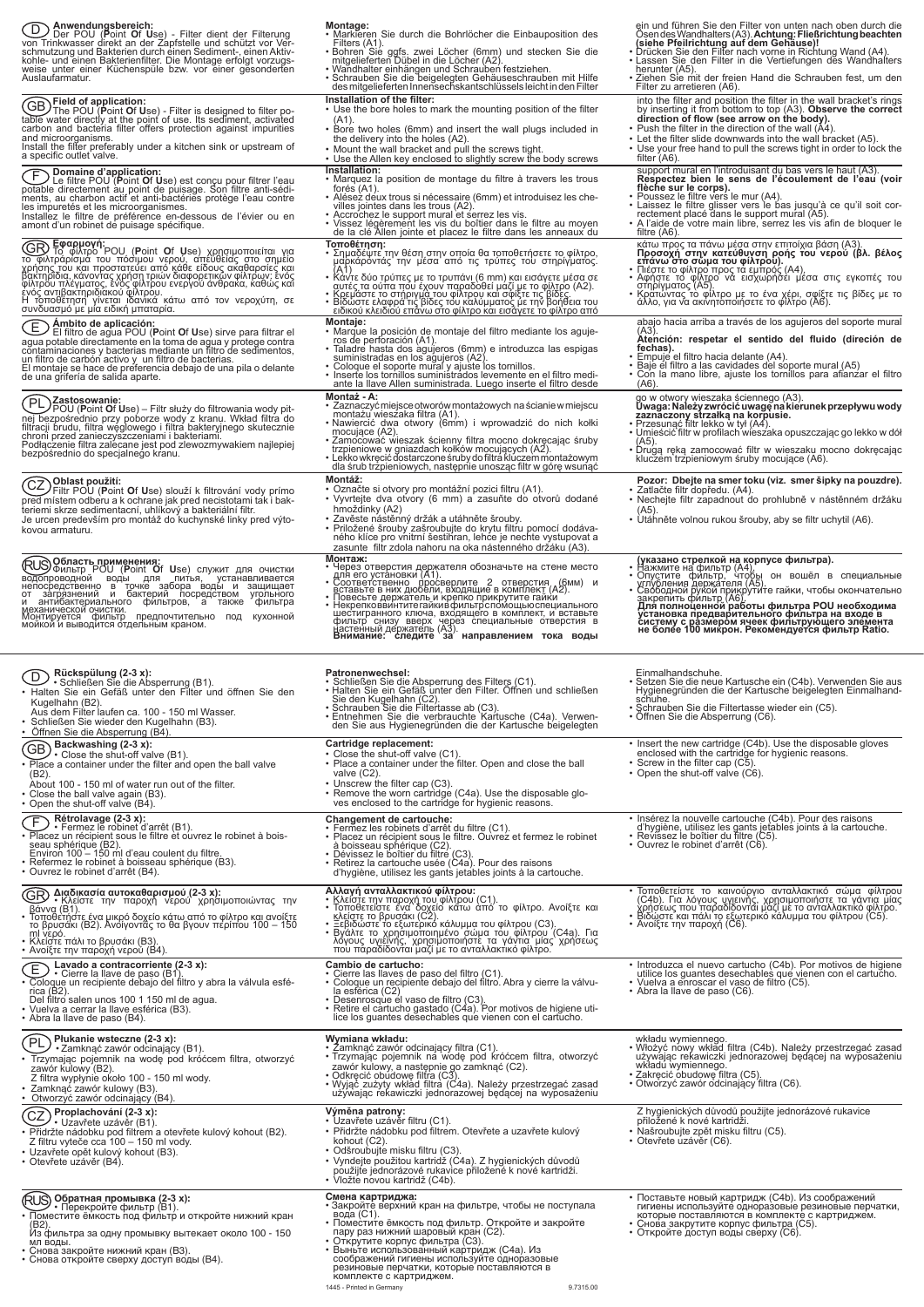## D Anwendungsbereich:

Der POU (**P**oint **O**f **U**se) - Filter dient der Filterung von Trinkwasser direkt an der Zapfstelle und schützt vor Verschmutzung und Bakterien durch einen Sediment-, einen Aktivkohle- und einen Bakterienfilter. Die Montage erfolgt vorzugsweise unter einer Küchenspüle bzw. vor einer gesonderten Auslaufarmatur.

**Montage:**

- Markieren Sie durch die Bohrlöcher die Einbauposition des Filters (A1).
- Bohren Sie ggfs. zwei Löcher (6mm) und stecken Sie die mitgelieferten Dübel in die Löcher (A2).
- Wandhalter einhängen und Schrauben festziehen.
- Schrauben Sie die beigelegten Gehäuseschrauben mit Hilfe des mitgelieferten Innensechskantschlüssels leicht in den Filter ein und führen Sie den Filter von unten nach oben durch die Ösen des Wandhalters (A3). **Achtung: Fließrichtung beachten (siehe Pfeilrichtung auf dem Gehäuse)!**
- Drücken Sie den Filter nach vorne in Richtung Wand (A4).
- Lassen Sie den Filter in die Vertiefungen des Wandhalters herunter (A5).
- Ziehen Sie mit der freien Hand die Schrauben fest, um den Filter zu arretieren (A6).

## GB Field of application:

The POU (**P**oint **O**f **U**se) - Filter is designed to filter potable water directly at the point of use. Its sediment, activated carbon and bacteria filter offers protection against impurities and microorganisms.
Install the filter preferably under a kitchen sink or upstream of a specific outlet valve.

**Installation of the filter:**

- Use the bore holes to mark the mounting position of the filter (A1).
- Bore two holes (6mm) and insert the wall plugs included in the delivery into the holes (A2).
- Mount the wall bracket and pull the screws tight.
- Use the Allen key enclosed to slightly screw the body screws into the filter and position the filter in the wall bracket's rings by inserting it from bottom to top (A3). **Observe the correct direction of flow (see arrow on the body).**
- Push the filter in the direction of the wall (A4).
- Let the filter slide downwards into the wall bracket (A5).
- Use your free hand to pull the screws tight in order to lock the filter (A6).

## F Domaine d'application:

Le filtre POU (**P**oint **O**f **U**se) est conçu pour filtrer l'eau potable directement au point de puisage. Son filtre anti-sédiments, au charbon actif et anti-bactéries protège l'eau contre les impuretés et les microorganismes.
Installez le filtre de préférence en-dessous de l'évier ou en amont d'un robinet de puisage spécifique.

**Installation:**

- Marquez la position de montage du filtre à travers les trous forés (A1).
- Alésez deux trous si nécessaire (6mm) et introduisez les chevilles jointes dans les trous (A2).
- Accrochez le support mural et serrez les vis.
- Vissez légèrement les vis du boîtier dans le filtre au moyen de la clé Allen jointe et placez le filtre dans les anneaux du support mural en l'introduisant du bas vers le haut (A3). **Respectez bien le sens de l'écoulement de l'eau (voir flèche sur le corps).**
- Poussez le filtre vers le mur (A4).
- Laissez le filtre glisser vers le bas jusqu'à ce qu'il soit correctement placé dans le support mural (A5).
- A l'aide de votre main libre, serrez les vis afin de bloquer le filtre (A6).

## GR Εφαρμογή:

Το φίλτρο POU (**P**oint **O**f **U**se) χρησιμοποιείται για το φιλτράρισμα του πόσιμου νερού, απευθείας στο σημείο χρήσης του και προστατεύει από κάθε είδους ακαθαρσίες και βακτηρίδια, κάνοντας χρήση τριών διαφορετικών φίλτρων: ενός φίλτρου πλέγματος, ενός φίλτρου ενεργού άνθρακα, καθώς και ενός αντιβακτηριδιακού φίλτρου.
Η τοποθέτηση γίνεται ιδανικά κάτω από τον νεροχύτη, σε συνδυασμό με μία ειδική μπαταρία.

**Τοποθέτηση:**

- Σημειώστε την θέση στην οποία θα τοποθετήσετε το φίλτρο, μαρκάροντάς την μέσα από τις τρύπες του στηρίγματος. (A1)
- Κάντε δύο τρύπες με το τρυπάνι (6 mm) και εισάγετε μέσα σε αυτές τα ούπα που έχουν παραδοθεί μαζί με το φίλτρο (A2).
- Κρεμάστε το στήριγμα του φίλτρου και σφίξτε τις βίδες.
- Βιδώστε ελαφρά τις βίδες του καλύμματος με την βοήθεια του ειδικού κλειδιού επάνω στο φίλτρο και εισάγετε το φίλτρο από κάτω προς τα πάνω μέσα στην επιτοίχια βάση (A3). **Προσοχή στην κατεύθυνση ροής του νερού (βλ. βέλος επάνω στο σώμα του φίλτρου).**
- Πιέστε το φίλτρο προς τα εμπρός (A4).
- Αφήστε το φίλτρο να εισχωρήσει μέσα στις εγκοπές του στηρίγματος (A5).
- Κρατώντας το φίλτρο με το ένα χέρι, σφίξτε τις βίδες με το άλλο, για να ακινητοποιήσετε το φίλτρο (A6).

## E Ámbito de aplicación:

El filtro de agua POU (**P**oint **O**f **U**se) sirve para filtrar el agua potable directamente en la toma de agua y protege contra contaminaciones y bacterias mediante un filtro de sedimentos, un filtro de carbón activo y un filtro de bacterias.
El montaje se hace de preferencia debajo de una pila o delante de una grifería de salida aparte.

**Montaje:**

- Marque la posición de montaje del filtro mediante los agujeros de perforación (A1).
- Taladre hasta dos agujeros (6mm) e introduzca las espigas suministradas en los agujeros (A2).
- Coloque el soporte mural y ajuste los tornillos.
- Inserte los tornillos suministrados levemente en el filtro mediante la llave Allen suministrada. Luego inserte el filtro desde abajo hacia arriba a través de los agujeros del soporte mural (A3).
**Atención: respetar el sentido del fluido (dirección de fechas).**
- Empuje el filtro hacia delante (A4).
- Baje el filtro a las cavidades del soporte mural (A5)
- Con la mano libre, ajuste los tornillos para afianzar el filtro (A6).

## PL Zastosowanie:

POU (**P**oint **O**f **U**se) – Filtr służy do filtrowania wody pitnej bezpośrednio przy poborze wody z kranu. Wkład filtra do filtracji brudu, filtra węglowego i filtra bakteryjnego skutecznie chroni przed zanieczyszczeniami i bakteriami.
Podłączenie filtra zalecane jest pod zlewozmywakiem najlepiej bezpośrednio do specjalnego kranu.

**Montaż - A:**

- Zaznaczyć miejsce otworów montażowych na ścianie w miejscu montażu wieszaka filtra (A1).
- Nawiercić dwa otwory (6mm) i wprowadzić do nich kołki mocujące (A2).
- Zamocować wieszak ścienny filtra mocno dokręcając śruby trzpieniowe w gniazdach kołków mocujących (A2).
- Lekko wkręcić dostarczone śruby do filtra kluczem montażowym dla śrub trzpieniowych, następnie unosząc filtr w górę wsunąć go w otwory wieszaka ściennego (A3).
**Uwaga: Należy zwrócić uwagę na kierunek przepływu wody zaznaczony strzałką na korpusie.**
- Przesunąć filtr lekko w tył (A4).
- Umieścić filtr w profilach wieszaka opuszczając go lekko w dół (A5).
- Drugą ręką zamocować filtr w wieszaku mocno dokręcając kluczem trzpieniowym śruby mocujące (A6).

## CZ Oblast použití:

Filtr POU (**P**oint **O**f **U**se) slouží k filtrování vody přímo před místem odběru a k ochraně jak před nečistotami tak i bakteriemi skrze sedimentační, uhlíkový a bakteriální filtr.
Je určen především pro montáž do kuchyňské linky pred výtokovou armaturu.

**Montáž:**

- Označte si otvory pro montážní pozici filtru (A1).
- Vyvrtejte dva otvory (6 mm) a zasuňte do otvorů dodané hmoždinky (A2)
- Zavěste nástěnný držák a utáhněte šrouby.
- Přiložené šrouby zašroubujte do krytu filtru pomocí dodávaného klíče pro vnitřní šestihran, lehce je nechte vystupovat a zasunte filtr zdola nahoru na oka nástenného držáku (A3).
**Pozor: Dbejte na smer toku (viz. smer šipky na pouzdre).**
- Zatlačte filtr dopředu. (A4).
- Nechejte filtr zapadnout do prohlubně v nástěnném držáku (A5).
- Utáhněte volnou rukou šrouby, aby se filtr uchytil (A6).

## RUS Область применения:

Фильтр POU (**P**oint **O**f **U**se) служит для очистки водопроводной воды для питья, устанавливается непосредственно в точке забора воды и защищает от загрязнений и бактерий посредством угольного и антибактериального фильтров, а также фильтра механической очистки.
Монтируется фильтр предпочтительно под кухонной мойкой и выводится отдельным краном.

**Монтаж:**

- Через отверстия держателя обозначьте на стене место для его установки (A1).
- Соответственно просверлите 2 отверстия (6мм) и вставьте в них дюбели, входящие в комплект (A2).
- Повесьте держатель и крепко прикрутите гайки
- Некрепко ввинтите гайки в фильтр с помощью специального шестигранного ключа, входящего в комплект, и вставьте фильтр снизу вверх через специальные отверстия в настенный держатель (A3).
**Внимание: следите за направлением тока воды (указано стрелкой на корпусе фильтра).**
- Нажмите на фильтр (A4).
- Опустите фильтр, чтобы он вошёл в специальные углубления держателя (A5).
- Свободной рукой прикрутите гайки, чтобы окончательно закрепить фильтр (A6).

**Для полноценной работы фильтра POU необходима установка предварительного фильтра на входе в систему с размером ячеек фильтрующего элемента не более 100 микрон. Рекомендуется фильтр Ratio.**

---

## D Rückspülung (2-3 x):

- Schließen Sie die Absperrung (B1).
- Halten Sie ein Gefäß unter den Filter und öffnen Sie den Kugelhahn (B2).
Aus dem Filter laufen ca. 100 - 150 ml Wasser.
- Schließen Sie wieder den Kugelhahn (B3).
- Öffnen Sie die Absperrung (B4).

**Patronenwechsel:**

- Schließen Sie die Absperrung des Filters (C1).
- Halten Sie ein Gefäß unter den Filter. Öffnen und schließen Sie den Kugelhahn (C2).
- Schrauben Sie die Filtertasse ab (C3).
- Entnehmen Sie die verbrauchte Kartusche (C4a). Verwenden Sie aus Hygienegründen die der Kartusche beigelegten Einmalhandschuhe.
- Setzen Sie die neue Kartusche ein (C4b). Verwenden Sie aus Hygienegründen die der Kartusche beigelegten Einmalhandschuhe.
- Schrauben Sie die Filtertasse wieder ein (C5).
- Öffnen Sie die Absperrung (C6).

## GB Backwashing (2-3 x):

- Close the shut-off valve (B1).
- Place a container under the filter and open the ball valve (B2).
About 100 - 150 ml of water run out of the filter.
- Close the ball valve again (B3).
- Open the shut-off valve (B4).

**Cartridge replacement:**

- Close the shut-off valve (C1).
- Place a container under the filter. Open and close the ball valve (C2).
- Unscrew the filter cap (C3).
- Remove the worn cartridge (C4a). Use the disposable gloves enclosed to the cartridge for hygienic reasons.
- Insert the new cartridge (C4b). Use the disposable gloves enclosed with the cartridge for hygienic reasons.
- Screw in the filter cap (C5).
- Open the shut-off valve (C6).

## F Rétrolavage (2-3 x):

- Fermez le robinet d'arrêt (B1).
- Placez un récipient sous le filtre et ouvrez le robinet à boisseau sphérique (B2).
Environ 100 – 150 ml d'eau coulent du filtre.
- Refermez le robinet à boisseau sphérique (B3).
- Ouvrez le robinet d'arrêt (B4).

**Changement de cartouche:**

- Fermez les robinets d'arrêt du filtre (C1).
- Placez un récipient sous le filtre. Ouvrez et fermez le robinet à boisseau sphérique (C2).
- Dévissez le boîtier du filtre (C3).
- Retirez la cartouche usée (C4a). Pour des raisons d'hygiène, utilisez les gants jetables joints à la cartouche.
- Insérez la nouvelle cartouche (C4b). Pour des raisons d'hygiène, utilisez les gants jetables joints à la cartouche.
- Revissez le boîtier du filtre (C5).
- Ouvrez le robinet d'arrêt (C6).

## GR Διαδικασία αυτοκαθαρισμού (2-3 x):

- Κλείστε την παροχή του νερού χρησιμοποιώντας την βάνα (B1).
- Τοποθετήστε ένα μικρό δοχείο κάτω από το φίλτρο και ανοίξτε το βρυσάκι (B2). Ανοίγοντάς το θα βγουν περίπου 100 – 150 ml νερό.
- Κλείστε πάλι το βρυσάκι (B3).
- Ανοίξτε την παροχή νερού (B4).

**Αλλαγή ανταλλακτικού φίλτρου:**

- Κλείστε την παροχή του φίλτρου (C1).
- Τοποθετείστε ένα δοχείο κάτω από το φίλτρο. Ανοίξτε και κλείστε το βρυσάκι (C2).
- Ξεβιδώστε το εξωτερικό κάλυμμα του φίλτρου (C3).
- Βγάλτε το χρησιμοποιημένο σώμα του φίλτρου (C4a). Για λόγους υγιεινής, χρησιμοποιήστε τα γάντια μίας χρήσεως που παραδίδονται μαζί με το ανταλλακτικό φίλτρο.
- Τοποθετείστε το καινούργιο ανταλλακτικό σώμα φίλτρου (C4b). Για λόγους υγιεινής, χρησιμοποιήστε τα γάντια μίας χρήσεως που παραδίδονται μαζί με το ανταλλακτικό φίλτρο.
- Βιδώστε και πάλι το εξωτερικό κάλυμμα του φίλτρου (C5).
- Ανοίξτε την παροχή (C6).

## E Lavado a contracorriente (2-3 x):

- Cierre la llave de paso (B1).
- Coloque un recipiente debajo del filtro y abra la válvula esférica (B2).
Del filtro salen unos 100 1 150 ml de agua.
- Vuelva a cerrar la llave esférica (B3).
- Abra la llave de paso (B4).

**Cambio de cartucho:**

- Cierre las llaves de paso del filtro (C1).
- Coloque un recipiente debajo del filtro. Abra y cierre la válvula esférica (C2).
- Desenrosque el vaso de filtro (C3).
- Retire el cartucho gastado (C4a). Por motivos de higiene utilice los guantes desechables que vienen con el cartucho.
- Introduzca el nuevo cartucho (C4b). Por motivos de higiene utilice los guantes desechables que vienen con el cartucho.
- Vuelva a enroscar el vaso de filtro (C5).
- Abra la llave de paso (C6).

## PL Płukanie wsteczne (2-3 x):

- Zamknąć zawór odcinający (B1).
- Trzymając pojemnik na wodę pod króćcem filtra, otworzyć zawór kulowy (B2).
Z filtra wypłynie około 100 - 150 ml wody.
- Zamknąć zawór kulowy (B3).
- Otworzyć zawór odcinający (B4).

**Wymiana wkładu:**

- Zamknąć zawór odcinający filtra (C1).
- Trzymając pojemnik na wodę pod króćcem filtra, otworzyć zawór kulowy, a następnie go zamknąć (C2).
- Odkręcić obudowę filtra (C3).
- Wyjąć zużyty wkład filtra (C4a). Należy przestrzegać zasad używając rękawiczki jednorazowej będącej na wyposażeniu wkładu wymiennego.
- Włożyć nowy wkład filtra (C4b). Należy przestrzegać zasad używając rękawiczki jednorazowej będącej na wyposażeniu wkładu wymiennego.
- Zakręcić obudowę filtra (C5).
- Otworzyć zawór odcinający filtra (C6).

## CZ Proplachování (2-3 x):

- Uzavřete uzávěr (B1).
- Přidržte nádobku pod filtrem a otevřete kulový kohout (B2).
Z filtru vyteče cca 100 – 150 ml vody.
- Uzavřete opět kulový kohout (B3).
- Otevřete uzávěr (B4).

**Výměna patrony:**

- Uzavřete uzávěr filtru (C1).
- Přidržte nádobku pod filtrem. Otevřete a uzavřete kulový kohout (C2).
- Odšroubujte misku filtru (C3).
- Vyndejte použitou kartridž (C4a). Z hygienických důvodů použijte jednorázové rukavice přiložené k nové kartridži.
- Vložte novou kartridž (C4b). Z hygienických důvodů použijte jednorázové rukavice přiložené k nové kartridži.
- Našroubujte zpět misku filtru (C5).
- Otevřete uzávěr (C6).

## RUS Обратная промывка (2-3 x):

- Перекройте фильтр (B1).
- Поместите ёмкость под фильтр и откройте нижний кран (B2).
Из фильтра за одну промывку вытекает около 100 - 150 мл воды.
- Снова закройте нижний кран (B3).
- Снова откройте сверху доступ воды (B4).

**Смена картриджа:**

- Закройте верхний кран на фильтре, чтобы не поступала вода (C1).
- Поместите ёмкость под фильтр. Откройте и закройте пару раз нижний шаровый кран (C2).
- Открутите корпус фильтра (C3).
- Выньте использованный картридж (C4a). Из соображений гигиены используйте одноразовые резиновые перчатки, которые поставляются в комплекте с картриджем.
- Поставьте новый картридж (C4b). Из соображений гигиены используйте одноразовые резиновые перчатки, которые поставляются в комплекте с картриджем.
- Снова закрутите корпус фильтра (C5).
- Откройте доступ воды сверху (C6).

1445 - Printed in Germany 9.7315.00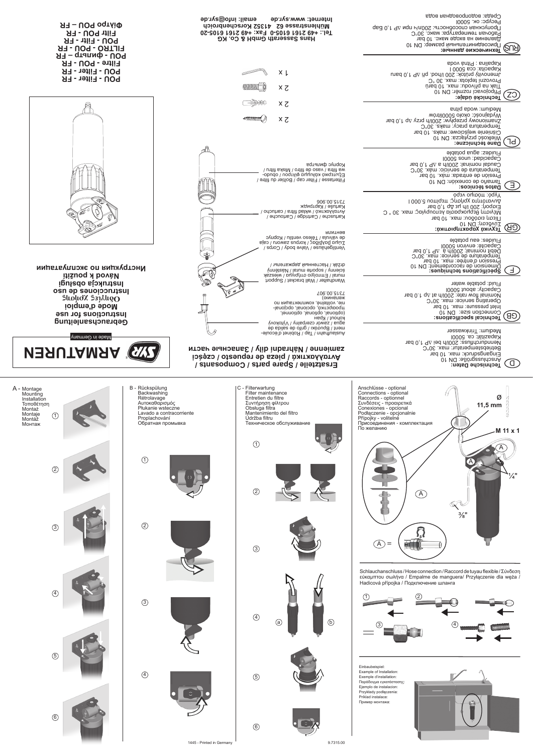# ARMATUREN

Made in Germany

# Gebrauchsanleitung
# Instructions for use
# Mode d'emploi
# Οδηγίες χρήσης
# Instrucciones de uso
# Instrukcja obsługi
# Návod k použití
# Инструкция по эксплуатации

**POU - Filter - FR**
**POU - Filter - FR**
**Filtre - POU - FR**
**POU – фильтр – FR**
**FILTRO - POU - FR**
**POU - Filtr - FR**
**Filtr POU - FR**
**Φίλτρο POU – FR**

**Hans Sasserath GmbH & Co. KG**
**Mühlenstrasse 62 41352 Korschenbroich**
**Tel.: +49 2161 6105-0 Fax: +49 2161 6105-20**
**Internet: www.syr.de email: info@syr.de**

## Ersatzteile / Spare parts / Composants / Ανταλλακτικά / pieza de repuesto / części zamienne / Náhradní díly / Запасные части

- Auslaufhahn / Tap / Robinet d'écoulement / Βρύσάκι / grifo de salida de agua / zawór czerpalny / Výtokový kohout / Кран (optional, optional, optionel, προαιρετικό, opcional, opcjonalnie, volitelné, комплектация по желанию) 7315.00.907
- Wandhalter / Wall bracket / Support mural / Επιτοίχιο στήριγμα / wieszak ścienny / soporte mural / Nástěnný držák / Настенный держатель /
- Ventilgehäuse / Valve body / Corps / Σώμα βαλβίδας / korpus zaworu / caja de válvula / Těleso ventilu / Корпус вентиля
- Kartusche / Cartridge / Cartouche / Ανταλλακτικό / wkład filtra / cartucho / Kartuše / Картридж 7315.00.906
- Filtertasse / Filter cap / Bol du filtre / Εξωτερικό κάλυμμα φίλτρου / obudowa filtra / vaso de filtro / Miska filtru / Корпус фильтра

- 2 x
- 2 x
- 2 x
- 1 x

## D — Technische Daten:
Anschlussgröße: DN 10
Eingangsdruck: max. 10 bar
Betriebstemperatur: max. 30°C
Nenndurchfluss: 200l/h bei ΔP 1,0 bar
Kapazität: ca. 5000l
Medium: Trinkwasser

## GB — Technical specifications:
Connection size: DN 10
Inlet pressure: max. 10 bar
Operating service: max. 30°C
Nominal flow rate: 200l/h at Δp 1,0 bar
Capacity: about 5000l
Fluid: potable water

## F — Spécifications techniques:
Dimension de raccordement: DN 10
Pression d'entrée: max. 10 bar
Température de service: max. 30°C
Débit nominal: 200l/h à ΔP 1,0 bar
Capacité: environ 5000l
Fluides: eau potable

## GR — Τεχνικά χαρακτηριστικά:
Σύνδεση: DN 10
Πίεση εισόδου: max. 10 bar
Μέγιστη θερμοκρασία λειτουργίας: max. 30 ° C
Εισροή: 200 l/h με Δp 1,0 bar
Δυνατότητα χρήσης: περίπου 5.000 l
Νερό: πόσιμο νερό

## E — Datos técnicos:
Tamaño de conexión: DN 10
Presión de entrada: max. 10 bar
Temperatura de servicio: max. 30°C
Caudal nominal: 200l/h a ΔP 1,0 bar
Capacidad: unos 5000l
Fluidez: agua potable

## PL — Dane techniczne:
Wielkość przyłącza: DN 10
Ciśnienie wejściowe: maks. 10 bar
Temperatura pracy: maks. 30°C
Znamionowy przepływ: 200l/h przy Δp 1,0 bar
Wydajność: około 5000litrów
Medium: woda pitna

## CZ — Technické údaje:
Připojovací rozměr: DN 10
Tlak na přívodu: max. 10 barů
Provozní teplota: max. 30 °C
Jmenovitý průtok: 200 l/hod. při ΔP 1,0 baru
Kapacita: cca 5000 l
Kapalina : Pitná voda

## RUS — Технические данные:
Присоединительный размер: DN 10
Давление на входе макс. 10 bar
Рабочая температура: макс. 30°C
Пропускная способность: 200л/ч при ΔP 1,0 Бар
Ресурс: ок. 5000l
Среда: водопроводная вода

---

## A - Montage / Mounting / Installation / Τοποθέτηση / Montaż / Montaje / Montáž / Монтаж

①–⑥

## B - Rückspülung / Backwashing / Rétrolavage / Αυτοκαθαρισμός / Płukanie wsteczne / Lavado a contracorriente / Proplachování / Обратная промывка

①–④

## C - Filterwartung / Filter maintenance / Entretien du filtre / Συντήρηση φίλτρου / Obsługa filtra / Mantenimiento del filtro / Údržba filtru / Техническое обслуживание

①–⑥ (a, b)

## Anschlüsse - optional / Connections - optional / Raccords - optionnel / Συνδέσεις - προαιρετικά / Conexiones - opcional / Podłączenie - opcjonalnie / Přípojky - volitelné / Присоединения - комплектация По желанию

Ø 11,5 mm
M 11 x 1
¼"
⅜"
A =

## Schlauchanschluss / Hose connection / Raccord de tuyau flexible / Σύνδεση εύκαμπτου σωλήνα / Empalme de manguera/ Przyłączenie dla węża / Hadicová přípojka / Подключение шланга

①–④

Einbaubeispiel:
Example of Installation:
Exemple d'installation:
Παράδειγμα εγκατάστασης:
Ejemplo de instalacion:
Przykłady podłączenia:
Příklad instalace:
Пример монтажа:

1445 - Printed in Germany

9.7315.00